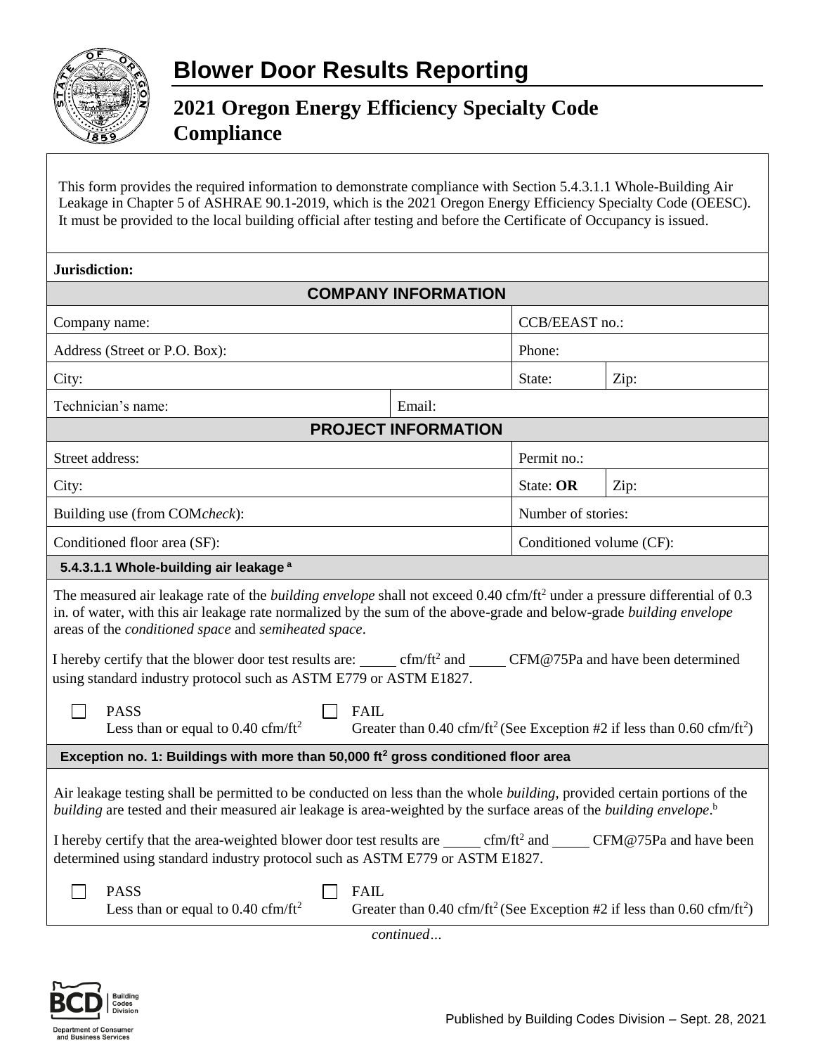# Blower Door Results Reporting

## 2021 Oregon Energy Efficiency Specialty Code Compliance

This form provides the required information to demonstrate compliance with Section 5.4.3.1.1 Whole-Building Air Leakage in Chapter 5 of ASHRAE 90.1-2019, which is the 2021 Oregon Energy Efficiency Specialty Code (OEESC). It must be provided to the local building official after testing and before the Certificate of Occupancy is issued.

**Jurisdiction:**

### COMPANY INFORMATION

| | | | |
|---|---|---|---|
| Company name: | | CCB/EEAST no.: | |
| Address (Street or P.O. Box): | | Phone: | |
| City: | | State: | Zip: |
| Technician's name: | Email: | | |

### PROJECT INFORMATION

| | | |
|---|---|---|
| Street address: | Permit no.: | |
| City: | State: **OR** | Zip: |
| Building use (from COM*check*): | Number of stories: | |
| Conditioned floor area (SF): | Conditioned volume (CF): | |

### 5.4.3.1.1 Whole-building air leakage [a]

The measured air leakage rate of the *building envelope* shall not exceed 0.40 cfm/ft² under a pressure differential of 0.3 in. of water, with this air leakage rate normalized by the sum of the above-grade and below-grade *building envelope* areas of the *conditioned space* and *semiheated space*.

I hereby certify that the blower door test results are: _____ cfm/ft² and _____ CFM@75Pa and have been determined using standard industry protocol such as ASTM E779 or ASTM E1827.

☐ PASS
Less than or equal to 0.40 cfm/ft²

☐ FAIL
Greater than 0.40 cfm/ft² (See Exception #2 if less than 0.60 cfm/ft²)

### Exception no. 1: Buildings with more than 50,000 ft² gross conditioned floor area

Air leakage testing shall be permitted to be conducted on less than the whole *building*, provided certain portions of the *building* are tested and their measured air leakage is area-weighted by the surface areas of the *building envelope*.[b]

I hereby certify that the area-weighted blower door test results are _____ cfm/ft² and _____ CFM@75Pa and have been determined using standard industry protocol such as ASTM E779 or ASTM E1827.

☐ PASS
Less than or equal to 0.40 cfm/ft²

☐ FAIL
Greater than 0.40 cfm/ft² (See Exception #2 if less than 0.60 cfm/ft²)

*continued…*

Published by Building Codes Division – Sept. 28, 2021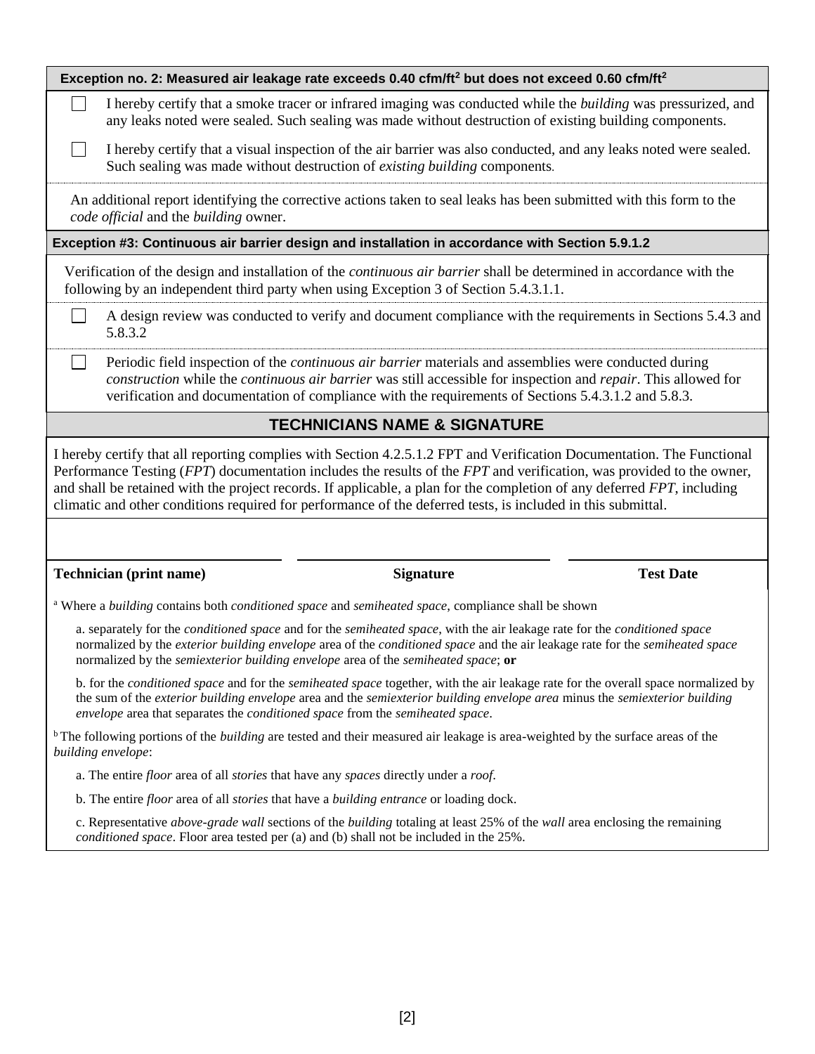**Exception no. 2: Measured air leakage rate exceeds 0.40 cfm/ft$^2$ but does not exceed 0.60 cfm/ft$^2$**

- ☐ I hereby certify that a smoke tracer or infrared imaging was conducted while the *building* was pressurized, and any leaks noted were sealed. Such sealing was made without destruction of existing building components.
- ☐ I hereby certify that a visual inspection of the air barrier was also conducted, and any leaks noted were sealed. Such sealing was made without destruction of *existing building* components.

An additional report identifying the corrective actions taken to seal leaks has been submitted with this form to the *code official* and the *building* owner.

**Exception #3: Continuous air barrier design and installation in accordance with Section 5.9.1.2**

Verification of the design and installation of the *continuous air barrier* shall be determined in accordance with the following by an independent third party when using Exception 3 of Section 5.4.3.1.1.

- ☐ A design review was conducted to verify and document compliance with the requirements in Sections 5.4.3 and 5.8.3.2
- ☐ Periodic field inspection of the *continuous air barrier* materials and assemblies were conducted during *construction* while the *continuous air barrier* was still accessible for inspection and *repair*. This allowed for verification and documentation of compliance with the requirements of Sections 5.4.3.1.2 and 5.8.3.

## TECHNICIANS NAME & SIGNATURE

I hereby certify that all reporting complies with Section 4.2.5.1.2 FPT and Verification Documentation. The Functional Performance Testing (*FPT*) documentation includes the results of the *FPT* and verification, was provided to the owner, and shall be retained with the project records. If applicable, a plan for the completion of any deferred *FPT*, including climatic and other conditions required for performance of the deferred tests, is included in this submittal.

| | | |
|---|---|---|
| | | |
| **Technician (print name)** | **Signature** | **Test Date** |

[a] Where a *building* contains both *conditioned space* and *semiheated space*, compliance shall be shown

a. separately for the *conditioned space* and for the *semiheated space*, with the air leakage rate for the *conditioned space* normalized by the *exterior building envelope* area of the *conditioned space* and the air leakage rate for the *semiheated space* normalized by the *semiexterior building envelope* area of the *semiheated space*; **or**

b. for the *conditioned space* and for the *semiheated space* together, with the air leakage rate for the overall space normalized by the sum of the *exterior building envelope* area and the *semiexterior building envelope area* minus the *semiexterior building envelope* area that separates the *conditioned space* from the *semiheated space*.

[b] The following portions of the *building* are tested and their measured air leakage is area-weighted by the surface areas of the *building envelope*:

a. The entire *floor* area of all *stories* that have any *spaces* directly under a *roof*.

b. The entire *floor* area of all *stories* that have a *building entrance* or loading dock.

c. Representative *above-grade wall* sections of the *building* totaling at least 25% of the *wall* area enclosing the remaining *conditioned space*. Floor area tested per (a) and (b) shall not be included in the 25%.